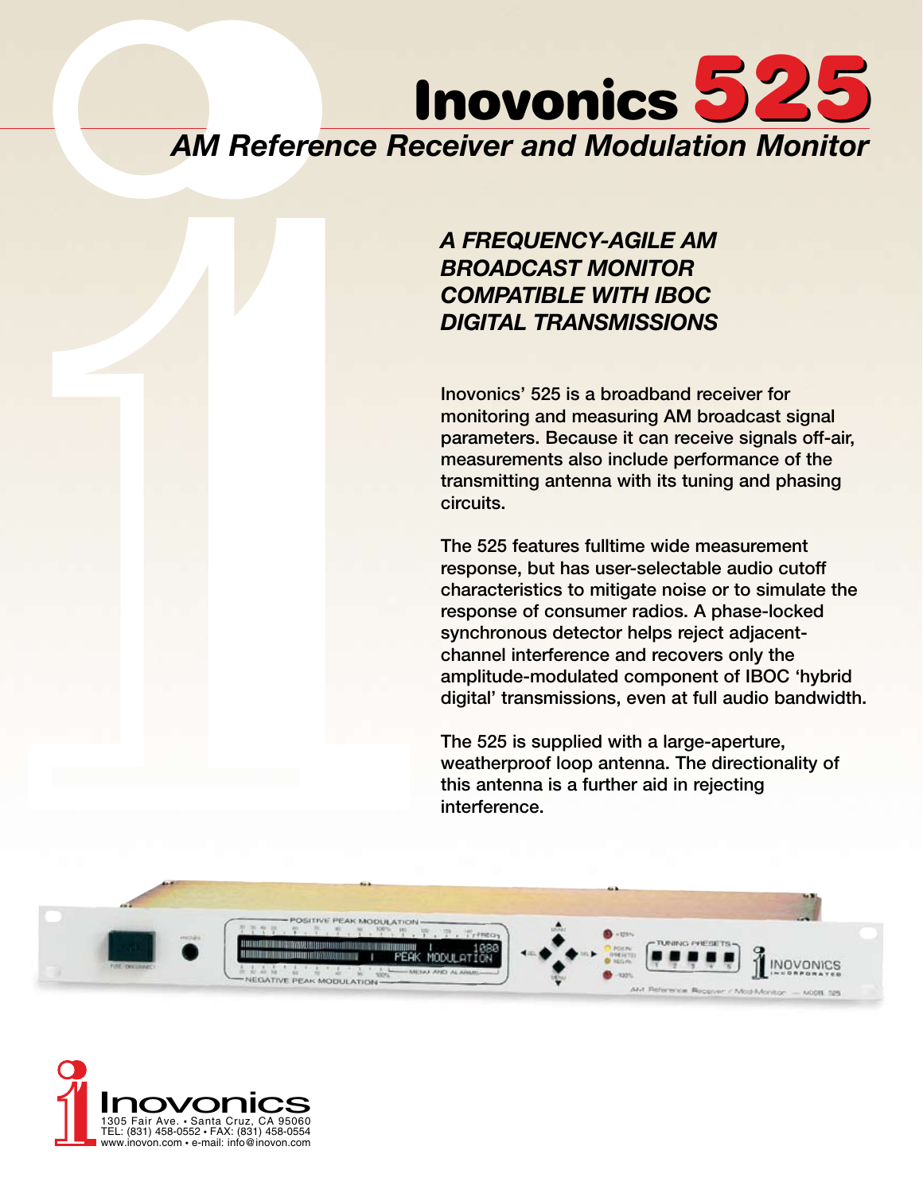# Inovonics 525

## AM Reference Receiver and Modulation Monitor

### *A FREQUENCY-AGILE AM BROADCAST MONITOR COMPATIBLE WITH IBOC DIGITAL TRANSMISSIONS*

Inovonics' 525 is a broadband receiver for monitoring and measuring AM broadcast signal parameters. Because it can receive signals off-air, measurements also include performance of the transmitting antenna with its tuning and phasing circuits.

The 525 features fulltime wide measurement response, but has user-selectable audio cutoff characteristics to mitigate noise or to simulate the response of consumer radios. A phase-locked synchronous detector helps reject adjacent-channel interference and recovers only the amplitude-modulated component of IBOC 'hybrid digital' transmissions, even at full audio bandwidth.

The 525 is supplied with a large-aperture, weatherproof loop antenna. The directionality of this antenna is a further aid in rejecting interference.

Inovonics
1305 Fair Ave. • Santa Cruz, CA 95060
TEL: (831) 458-0552 • FAX: (831) 458-0554
www.inovon.com • e-mail: info@inovon.com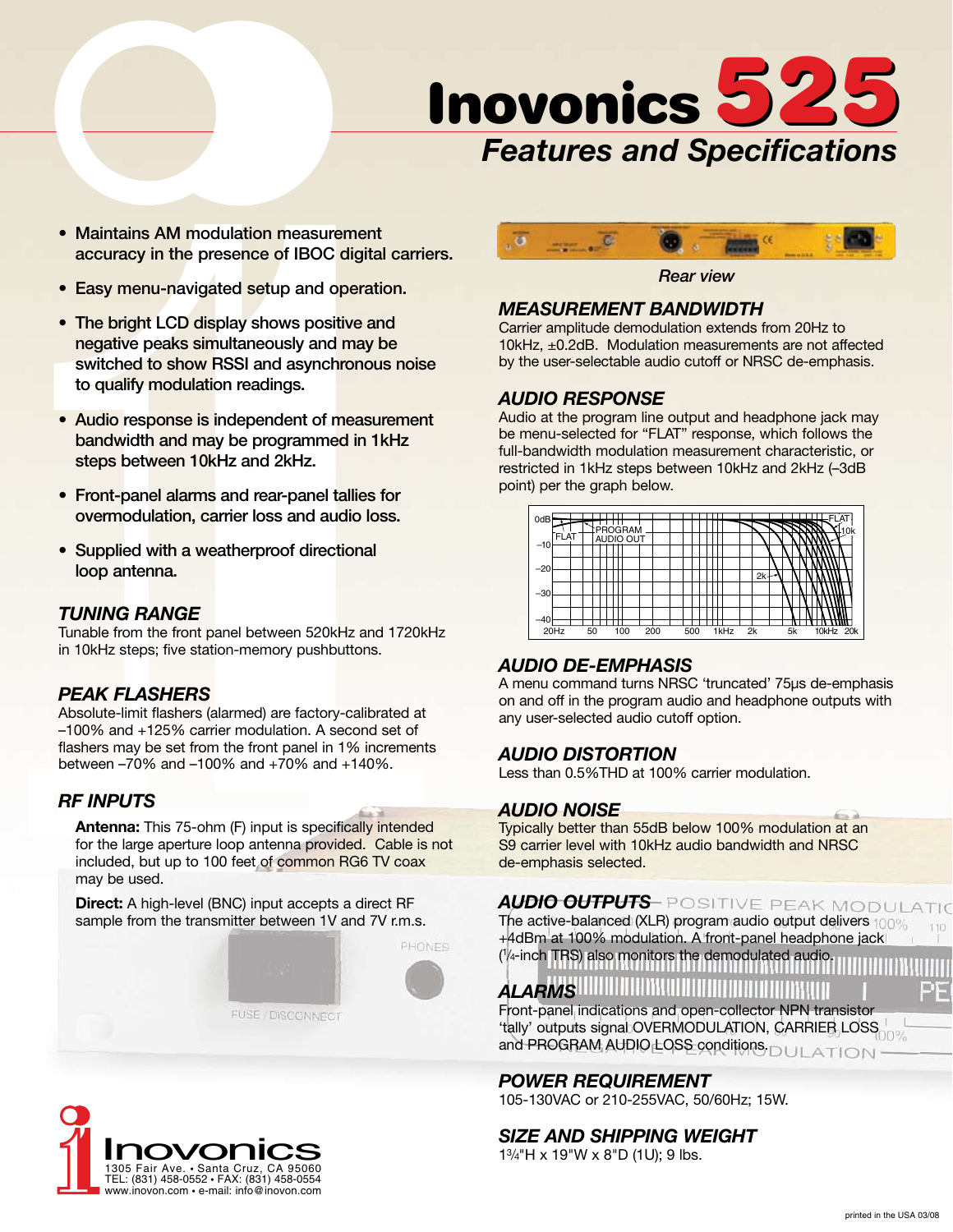# Inovonics 525

## Features and Specifications

- Maintains AM modulation measurement accuracy in the presence of IBOC digital carriers.
- Easy menu-navigated setup and operation.
- The bright LCD display shows positive and negative peaks simultaneously and may be switched to show RSSI and asynchronous noise to qualify modulation readings.
- Audio response is independent of measurement bandwidth and may be programmed in 1kHz steps between 10kHz and 2kHz.
- Front-panel alarms and rear-panel tallies for overmodulation, carrier loss and audio loss.
- Supplied with a weatherproof directional loop antenna.

### TUNING RANGE

Tunable from the front panel between 520kHz and 1720kHz in 10kHz steps; five station-memory pushbuttons.

### PEAK FLASHERS

Absolute-limit flashers (alarmed) are factory-calibrated at –100% and +125% carrier modulation. A second set of flashers may be set from the front panel in 1% increments between –70% and –100% and +70% and +140%.

### RF INPUTS

**Antenna:** This 75-ohm (F) input is specifically intended for the large aperture loop antenna provided. Cable is not included, but up to 100 feet of common RG6 TV coax may be used.

**Direct:** A high-level (BNC) input accepts a direct RF sample from the transmitter between 1V and 7V r.m.s.

*Rear view*

### MEASUREMENT BANDWIDTH

Carrier amplitude demodulation extends from 20Hz to 10kHz, ±0.2dB. Modulation measurements are not affected by the user-selectable audio cutoff or NRSC de-emphasis.

### AUDIO RESPONSE

Audio at the program line output and headphone jack may be menu-selected for "FLAT" response, which follows the full-bandwidth modulation measurement characteristic, or restricted in 1kHz steps between 10kHz and 2kHz (–3dB point) per the graph below.

0dB
–10
–20
–30
–40
20Hz 50 100 200 500 1kHz 2k 5k 10kHz 20k
FLAT
PROGRAM AUDIO OUT
FLAT
10k
2k

### AUDIO DE-EMPHASIS

A menu command turns NRSC 'truncated' 75µs de-emphasis on and off in the program audio and headphone outputs with any user-selected audio cutoff option.

### AUDIO DISTORTION

Less than 0.5%THD at 100% carrier modulation.

### AUDIO NOISE

Typically better than 55dB below 100% modulation at an S9 carrier level with 10kHz audio bandwidth and NRSC de-emphasis selected.

### AUDIO OUTPUTS

The active-balanced (XLR) program audio output delivers +4dBm at 100% modulation. A front-panel headphone jack (¼-inch TRS) also monitors the demodulated audio.

### ALARMS

Front-panel indications and open-collector NPN transistor 'tally' outputs signal OVERMODULATION, CARRIER LOSS and PROGRAM AUDIO LOSS conditions.

### POWER REQUIREMENT

105-130VAC or 210-255VAC, 50/60Hz; 15W.

### SIZE AND SHIPPING WEIGHT

1¾"H x 19"W x 8"D (1U); 9 lbs.

Inovonics
1305 Fair Ave. • Santa Cruz, CA 95060
TEL: (831) 458-0552 • FAX: (831) 458-0554
www.inovon.com • e-mail: info@inovon.com

printed in the USA 03/08